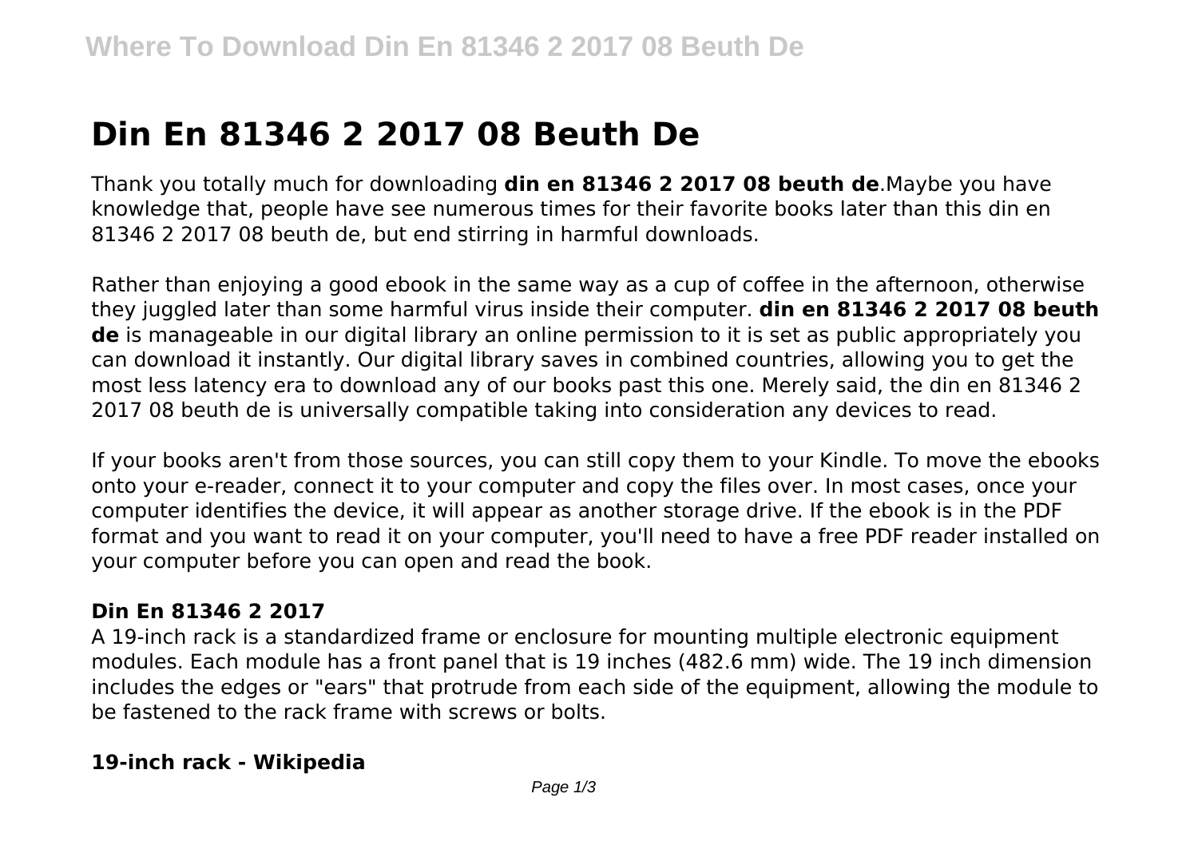# Din En 81346 2 2017 08 Beuth De

Thank you totally much for downloading **din en 81346 2 2017 08 beuth de**.Maybe you have knowledge that, people have see numerous times for their favorite books later than this din en 81346 2 2017 08 beuth de, but end stirring in harmful downloads.

Rather than enjoying a good ebook in the same way as a cup of coffee in the afternoon, otherwise they juggled later than some harmful virus inside their computer. **din en 81346 2 2017 08 beuth de** is manageable in our digital library an online permission to it is set as public appropriately you can download it instantly. Our digital library saves in combined countries, allowing you to get the most less latency era to download any of our books past this one. Merely said, the din en 81346 2 2017 08 beuth de is universally compatible taking into consideration any devices to read.

If your books aren't from those sources, you can still copy them to your Kindle. To move the ebooks onto your e-reader, connect it to your computer and copy the files over. In most cases, once your computer identifies the device, it will appear as another storage drive. If the ebook is in the PDF format and you want to read it on your computer, you'll need to have a free PDF reader installed on your computer before you can open and read the book.

### Din En 81346 2 2017

A 19-inch rack is a standardized frame or enclosure for mounting multiple electronic equipment modules. Each module has a front panel that is 19 inches (482.6 mm) wide. The 19 inch dimension includes the edges or "ears" that protrude from each side of the equipment, allowing the module to be fastened to the rack frame with screws or bolts.

### 19-inch rack - Wikipedia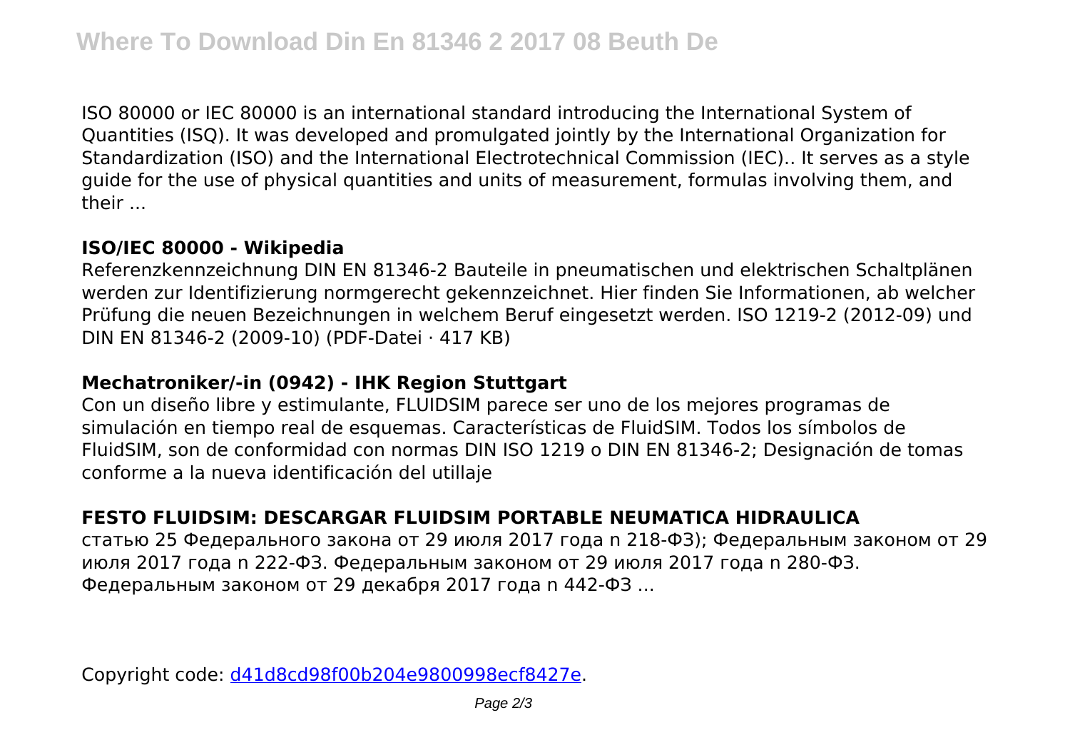ISO 80000 or IEC 80000 is an international standard introducing the International System of Quantities (ISQ). It was developed and promulgated jointly by the International Organization for Standardization (ISO) and the International Electrotechnical Commission (IEC).. It serves as a style guide for the use of physical quantities and units of measurement, formulas involving them, and their ...

**ISO/IEC 80000 - Wikipedia**

Referenzkennzeichnung DIN EN 81346-2 Bauteile in pneumatischen und elektrischen Schaltplänen werden zur Identifizierung normgerecht gekennzeichnet. Hier finden Sie Informationen, ab welcher Prüfung die neuen Bezeichnungen in welchem Beruf eingesetzt werden. ISO 1219-2 (2012-09) und DIN EN 81346-2 (2009-10) (PDF-Datei · 417 KB)

**Mechatroniker/-in (0942) - IHK Region Stuttgart**

Con un diseño libre y estimulante, FLUIDSIM parece ser uno de los mejores programas de simulación en tiempo real de esquemas. Características de FluidSIM. Todos los símbolos de FluidSIM, son de conformidad con normas DIN ISO 1219 o DIN EN 81346-2; Designación de tomas conforme a la nueva identificación del utillaje

**FESTO FLUIDSIM: DESCARGAR FLUIDSIM PORTABLE NEUMATICA HIDRAULICA**

статью 25 Федерального закона от 29 июля 2017 года n 218-ФЗ); Федеральным законом от 29 июля 2017 года n 222-ФЗ. Федеральным законом от 29 июля 2017 года n 280-ФЗ. Федеральным законом от 29 декабря 2017 года n 442-ФЗ ...

Copyright code: d41d8cd98f00b204e9800998ecf8427e.